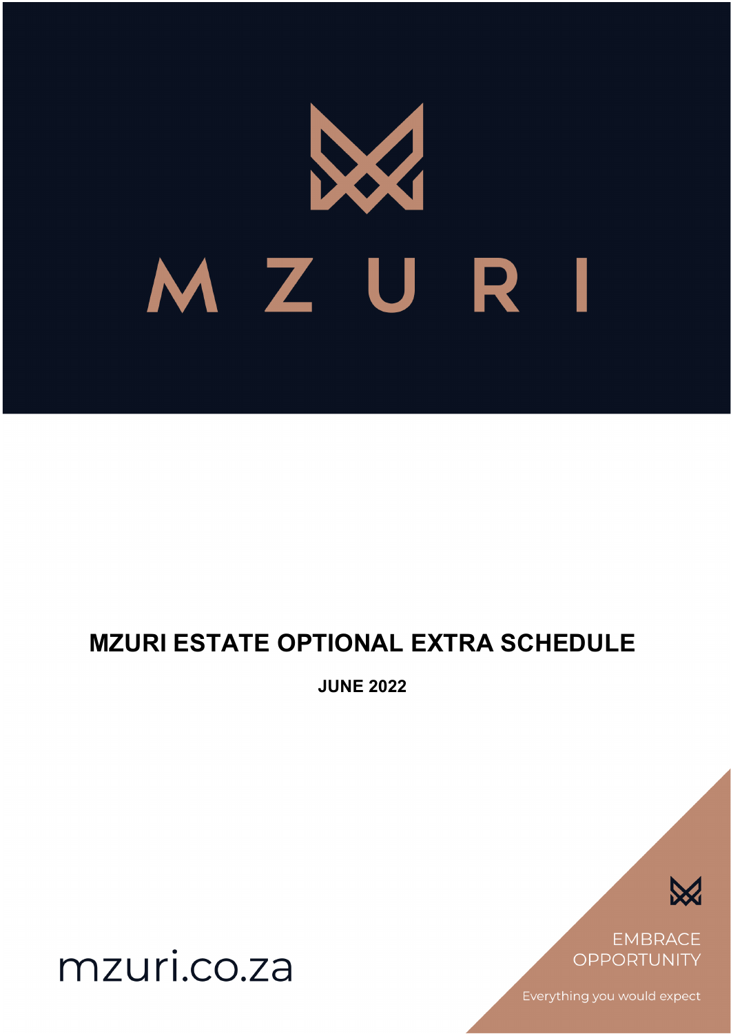# MZURI

# MZURI ESTATE OPTIONAL EXTRA SCHEDULE

**JUNE 2022**

mzuri.co.za

EMBRACE OPPORTUNITY

Everything you would expect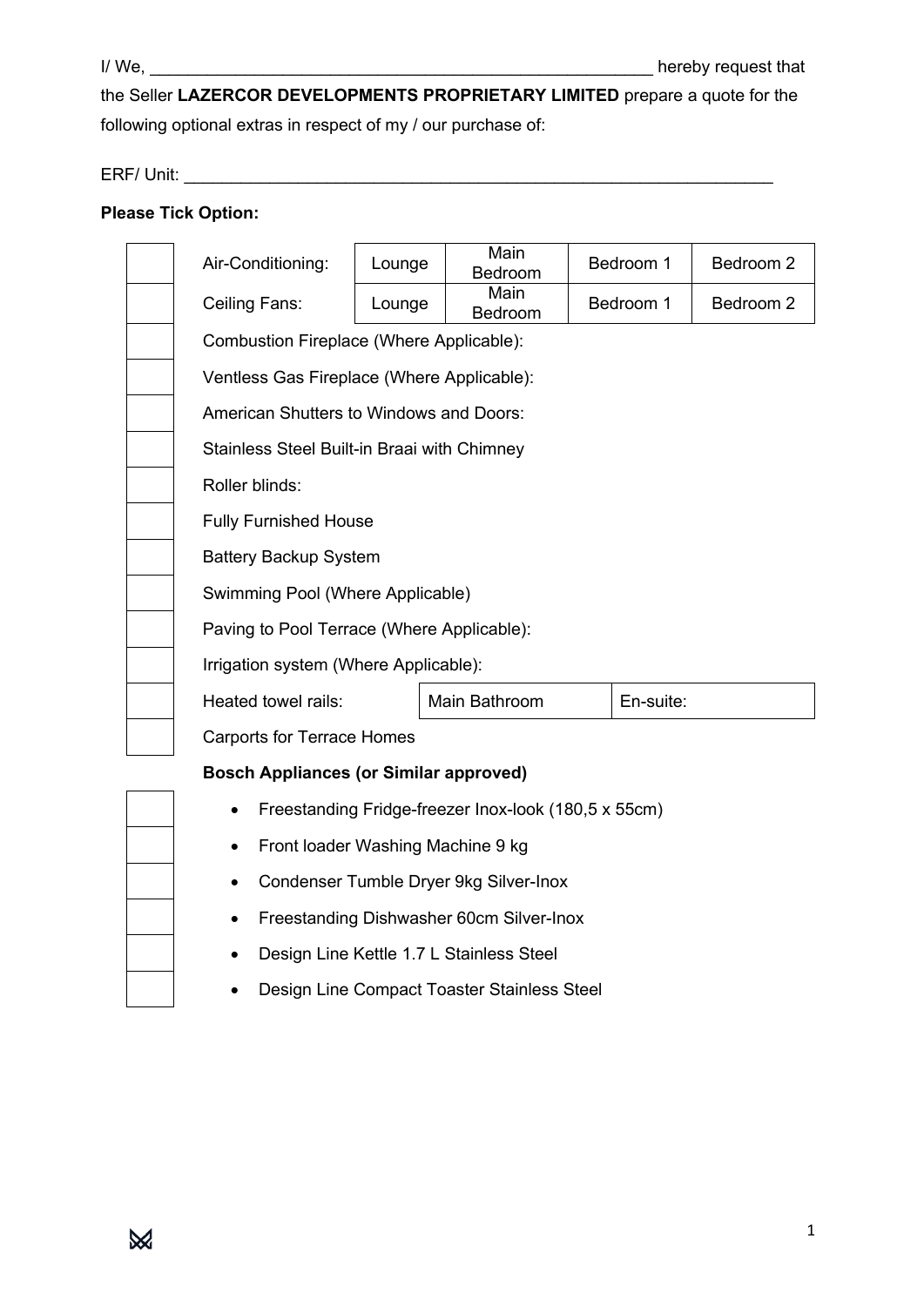I/ We, \_\_\_\_\_\_\_\_\_\_\_\_\_\_\_\_\_\_\_\_\_\_\_\_\_\_\_\_\_\_\_\_\_\_\_\_\_\_\_\_\_\_\_\_\_\_\_\_\_\_\_\_\_\_ hereby request that the Seller **LAZERCOR DEVELOPMENTS PROPRIETARY LIMITED** prepare a quote for the following optional extras in respect of my / our purchase of:

ERF/ Unit: \_\_\_\_\_\_\_\_\_\_\_\_\_\_\_\_\_\_\_\_\_\_\_\_\_\_\_\_\_\_\_\_\_\_\_\_\_\_\_\_\_\_\_\_\_\_\_\_\_\_\_\_\_\_\_\_\_\_\_\_\_\_\_

**Please Tick Option:**

| | | | | | |
|---|---|---|---|---|---|
| ☐ | Air-Conditioning: | Lounge | Main Bedroom | Bedroom 1 | Bedroom 2 |
| ☐ | Ceiling Fans: | Lounge | Main Bedroom | Bedroom 1 | Bedroom 2 |
| ☐ | Combustion Fireplace (Where Applicable): | | | | |
| ☐ | Ventless Gas Fireplace (Where Applicable): | | | | |
| ☐ | American Shutters to Windows and Doors: | | | | |
| ☐ | Stainless Steel Built-in Braai with Chimney | | | | |
| ☐ | Roller blinds: | | | | |
| ☐ | Fully Furnished House | | | | |
| ☐ | Battery Backup System | | | | |
| ☐ | Swimming Pool (Where Applicable) | | | | |
| ☐ | Paving to Pool Terrace (Where Applicable): | | | | |
| ☐ | Irrigation system (Where Applicable): | | | | |
| ☐ | Heated towel rails: | Main Bathroom | En-suite: | | |
| ☐ | Carports for Terrace Homes | | | | |

**Bosch Appliances (or Similar approved)**

| | |
|---|---|
| ☐ | • Freestanding Fridge-freezer Inox-look (180,5 x 55cm) |
| ☐ | • Front loader Washing Machine 9 kg |
| ☐ | • Condenser Tumble Dryer 9kg Silver-Inox |
| ☐ | • Freestanding Dishwasher 60cm Silver-Inox |
| ☐ | • Design Line Kettle 1.7 L Stainless Steel |
| ☐ | • Design Line Compact Toaster Stainless Steel |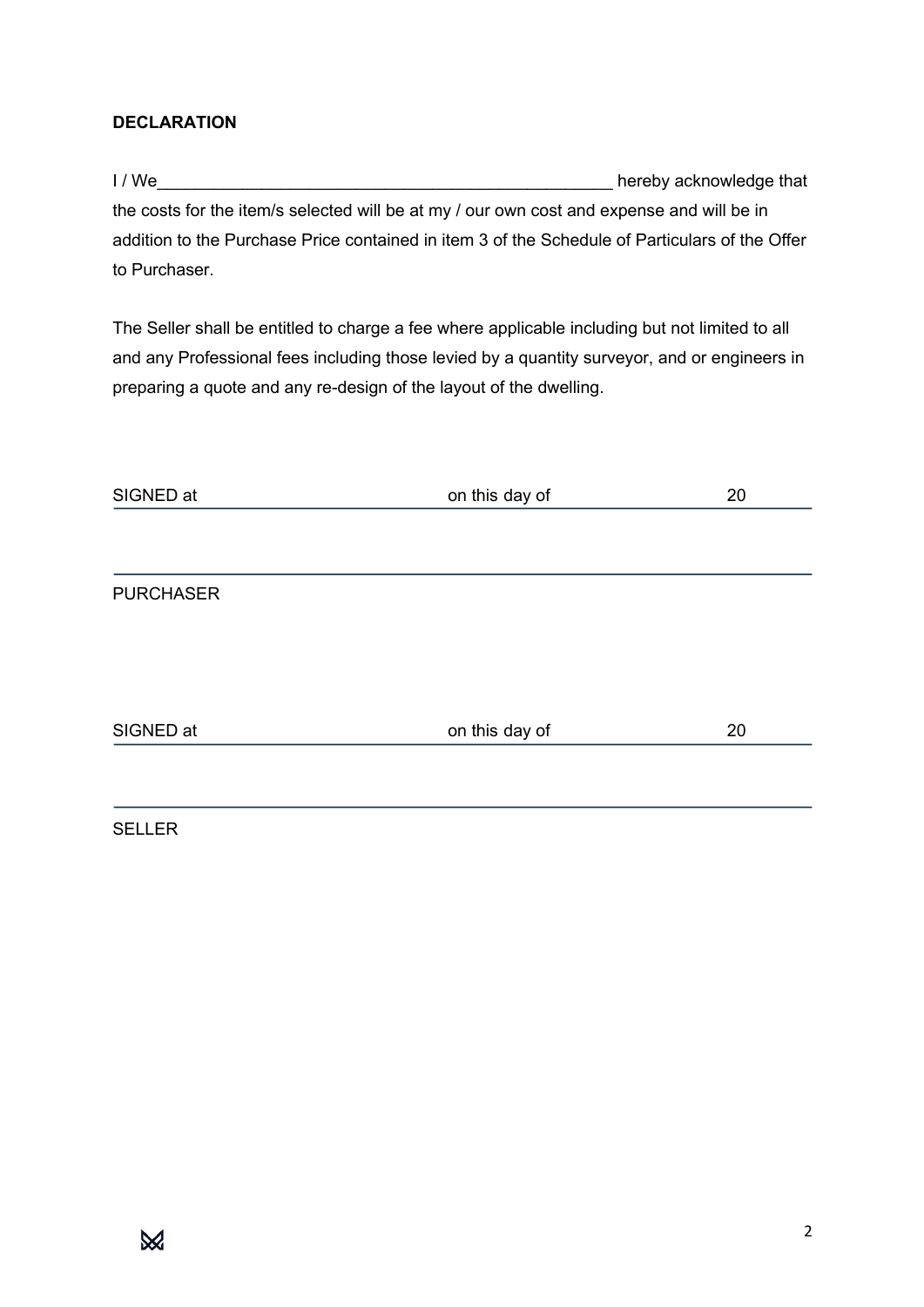**DECLARATION**

I / We__________________________________________________ hereby acknowledge that the costs for the item/s selected will be at my / our own cost and expense and will be in addition to the Purchase Price contained in item 3 of the Schedule of Particulars of the Offer to Purchaser.

The Seller shall be entitled to charge a fee where applicable including but not limited to all and any Professional fees including those levied by a quantity surveyor, and or engineers in preparing a quote and any re-design of the layout of the dwelling.

SIGNED at ______________________ on this day of ______________________ 20______

__________________________________________________

PURCHASER

SIGNED at ______________________ on this day of ______________________ 20______

__________________________________________________

SELLER